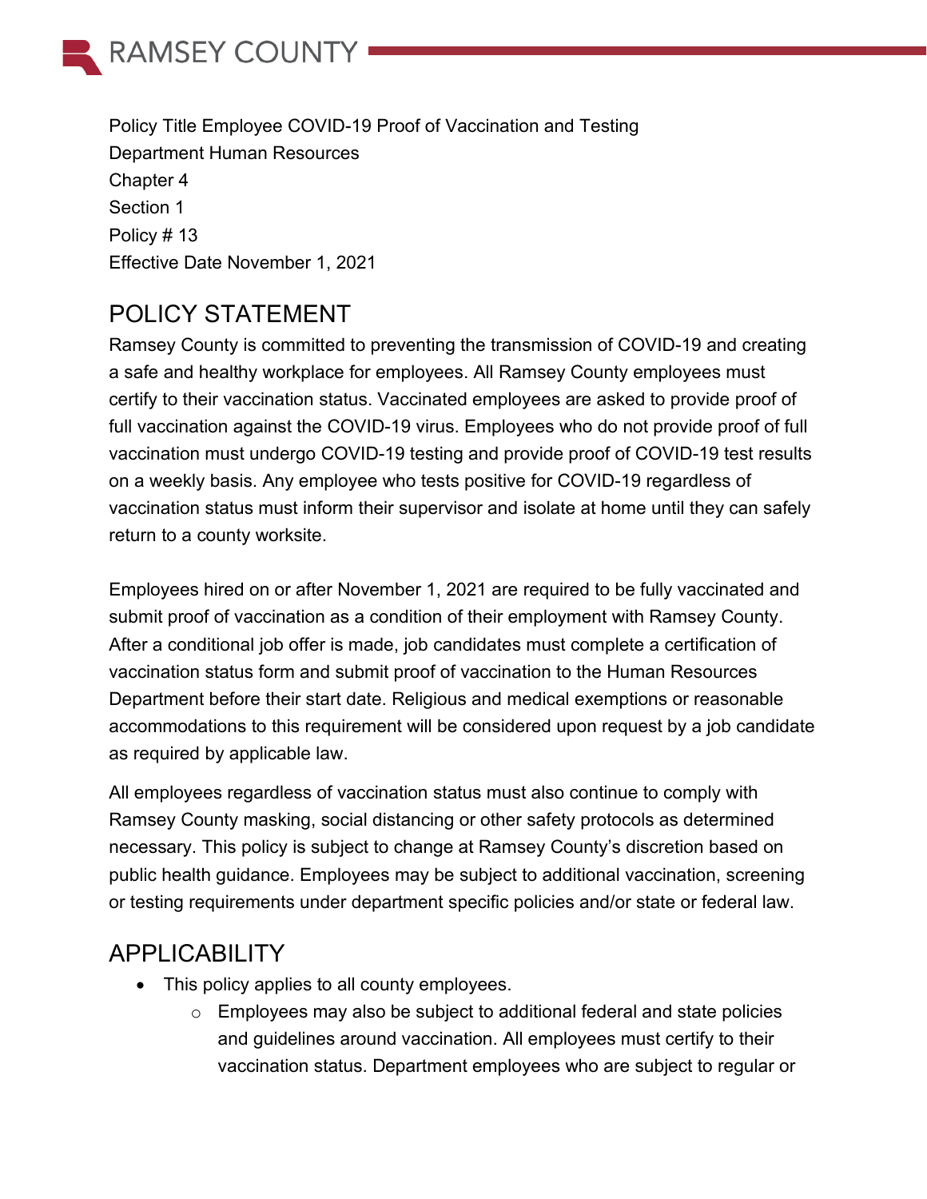# RAMSEY COUNTY

Policy Title Employee COVID-19 Proof of Vaccination and Testing
Department Human Resources
Chapter 4
Section 1
Policy # 13
Effective Date November 1, 2021

## POLICY STATEMENT

Ramsey County is committed to preventing the transmission of COVID-19 and creating a safe and healthy workplace for employees. All Ramsey County employees must certify to their vaccination status. Vaccinated employees are asked to provide proof of full vaccination against the COVID-19 virus. Employees who do not provide proof of full vaccination must undergo COVID-19 testing and provide proof of COVID-19 test results on a weekly basis. Any employee who tests positive for COVID-19 regardless of vaccination status must inform their supervisor and isolate at home until they can safely return to a county worksite.

Employees hired on or after November 1, 2021 are required to be fully vaccinated and submit proof of vaccination as a condition of their employment with Ramsey County. After a conditional job offer is made, job candidates must complete a certification of vaccination status form and submit proof of vaccination to the Human Resources Department before their start date. Religious and medical exemptions or reasonable accommodations to this requirement will be considered upon request by a job candidate as required by applicable law.

All employees regardless of vaccination status must also continue to comply with Ramsey County masking, social distancing or other safety protocols as determined necessary. This policy is subject to change at Ramsey County's discretion based on public health guidance. Employees may be subject to additional vaccination, screening or testing requirements under department specific policies and/or state or federal law.

## APPLICABILITY

- This policy applies to all county employees.
  - Employees may also be subject to additional federal and state policies and guidelines around vaccination. All employees must certify to their vaccination status. Department employees who are subject to regular or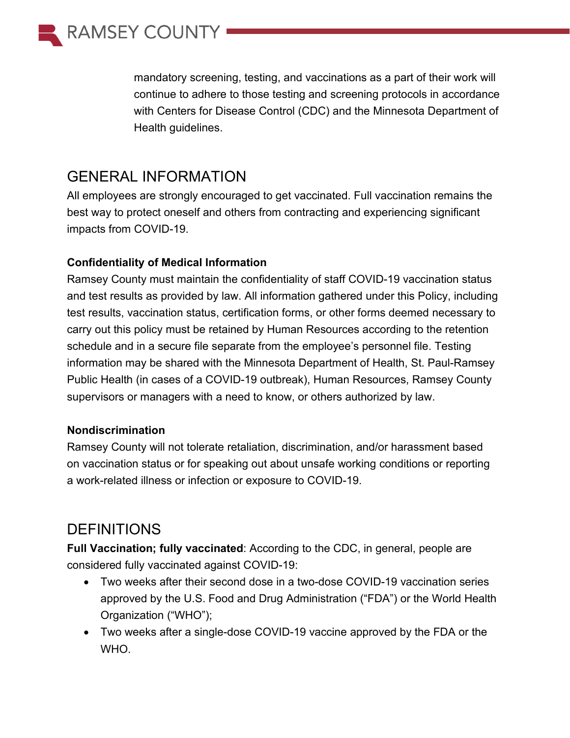mandatory screening, testing, and vaccinations as a part of their work will continue to adhere to those testing and screening protocols in accordance with Centers for Disease Control (CDC) and the Minnesota Department of Health guidelines.

## GENERAL INFORMATION

All employees are strongly encouraged to get vaccinated. Full vaccination remains the best way to protect oneself and others from contracting and experiencing significant impacts from COVID-19.

**Confidentiality of Medical Information**

Ramsey County must maintain the confidentiality of staff COVID-19 vaccination status and test results as provided by law. All information gathered under this Policy, including test results, vaccination status, certification forms, or other forms deemed necessary to carry out this policy must be retained by Human Resources according to the retention schedule and in a secure file separate from the employee's personnel file. Testing information may be shared with the Minnesota Department of Health, St. Paul-Ramsey Public Health (in cases of a COVID-19 outbreak), Human Resources, Ramsey County supervisors or managers with a need to know, or others authorized by law.

**Nondiscrimination**

Ramsey County will not tolerate retaliation, discrimination, and/or harassment based on vaccination status or for speaking out about unsafe working conditions or reporting a work-related illness or infection or exposure to COVID-19.

## DEFINITIONS

**Full Vaccination; fully vaccinated**: According to the CDC, in general, people are considered fully vaccinated against COVID-19:

- Two weeks after their second dose in a two-dose COVID-19 vaccination series approved by the U.S. Food and Drug Administration ("FDA") or the World Health Organization ("WHO");
- Two weeks after a single-dose COVID-19 vaccine approved by the FDA or the WHO.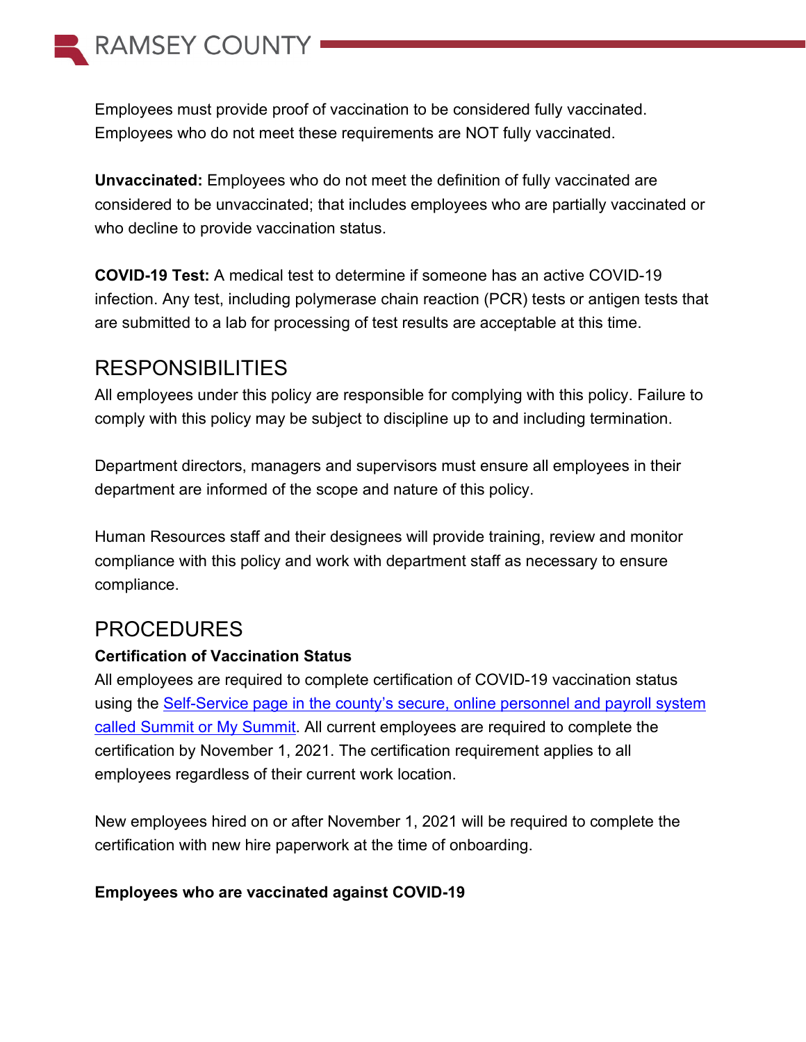Employees must provide proof of vaccination to be considered fully vaccinated. Employees who do not meet these requirements are NOT fully vaccinated.

**Unvaccinated:** Employees who do not meet the definition of fully vaccinated are considered to be unvaccinated; that includes employees who are partially vaccinated or who decline to provide vaccination status.

**COVID-19 Test:** A medical test to determine if someone has an active COVID-19 infection. Any test, including polymerase chain reaction (PCR) tests or antigen tests that are submitted to a lab for processing of test results are acceptable at this time.

## RESPONSIBILITIES

All employees under this policy are responsible for complying with this policy. Failure to comply with this policy may be subject to discipline up to and including termination.

Department directors, managers and supervisors must ensure all employees in their department are informed of the scope and nature of this policy.

Human Resources staff and their designees will provide training, review and monitor compliance with this policy and work with department staff as necessary to ensure compliance.

## PROCEDURES

**Certification of Vaccination Status**

All employees are required to complete certification of COVID-19 vaccination status using the Self-Service page in the county's secure, online personnel and payroll system called Summit or My Summit. All current employees are required to complete the certification by November 1, 2021. The certification requirement applies to all employees regardless of their current work location.

New employees hired on or after November 1, 2021 will be required to complete the certification with new hire paperwork at the time of onboarding.

**Employees who are vaccinated against COVID-19**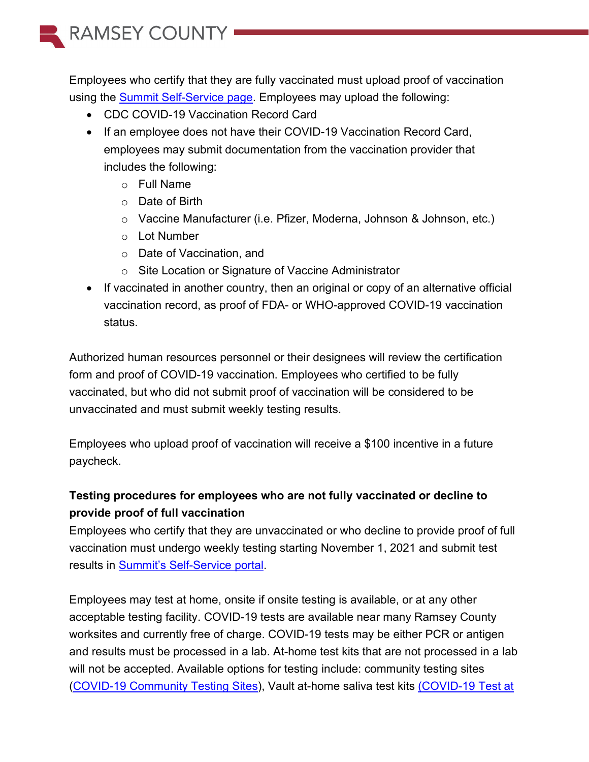Employees who certify that they are fully vaccinated must upload proof of vaccination using the [Summit Self-Service page](). Employees may upload the following:

- CDC COVID-19 Vaccination Record Card
- If an employee does not have their COVID-19 Vaccination Record Card, employees may submit documentation from the vaccination provider that includes the following:
  - Full Name
  - Date of Birth
  - Vaccine Manufacturer (i.e. Pfizer, Moderna, Johnson & Johnson, etc.)
  - Lot Number
  - Date of Vaccination, and
  - Site Location or Signature of Vaccine Administrator
- If vaccinated in another country, then an original or copy of an alternative official vaccination record, as proof of FDA- or WHO-approved COVID-19 vaccination status.

Authorized human resources personnel or their designees will review the certification form and proof of COVID-19 vaccination. Employees who certified to be fully vaccinated, but who did not submit proof of vaccination will be considered to be unvaccinated and must submit weekly testing results.

Employees who upload proof of vaccination will receive a $100 incentive in a future paycheck.

**Testing procedures for employees who are not fully vaccinated or decline to provide proof of full vaccination**

Employees who certify that they are unvaccinated or who decline to provide proof of full vaccination must undergo weekly testing starting November 1, 2021 and submit test results in [Summit's Self-Service portal]().

Employees may test at home, onsite if onsite testing is available, or at any other acceptable testing facility. COVID-19 tests are available near many Ramsey County worksites and currently free of charge. COVID-19 tests may be either PCR or antigen and results must be processed in a lab. At-home test kits that are not processed in a lab will not be accepted. Available options for testing include: community testing sites ([COVID-19 Community Testing Sites]()), Vault at-home saliva test kits [(COVID-19 Test at]()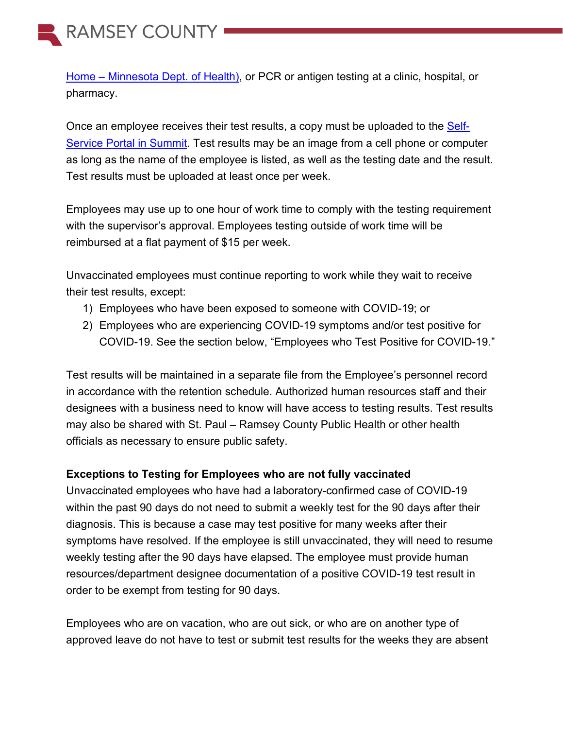[Home – Minnesota Dept. of Health)](), or PCR or antigen testing at a clinic, hospital, or pharmacy.

Once an employee receives their test results, a copy must be uploaded to the [Self-Service Portal in Summit](). Test results may be an image from a cell phone or computer as long as the name of the employee is listed, as well as the testing date and the result. Test results must be uploaded at least once per week.

Employees may use up to one hour of work time to comply with the testing requirement with the supervisor's approval. Employees testing outside of work time will be reimbursed at a flat payment of $15 per week.

Unvaccinated employees must continue reporting to work while they wait to receive their test results, except:

1) Employees who have been exposed to someone with COVID-19; or
2) Employees who are experiencing COVID-19 symptoms and/or test positive for COVID-19. See the section below, "Employees who Test Positive for COVID-19."

Test results will be maintained in a separate file from the Employee's personnel record in accordance with the retention schedule. Authorized human resources staff and their designees with a business need to know will have access to testing results. Test results may also be shared with St. Paul – Ramsey County Public Health or other health officials as necessary to ensure public safety.

**Exceptions to Testing for Employees who are not fully vaccinated**

Unvaccinated employees who have had a laboratory-confirmed case of COVID-19 within the past 90 days do not need to submit a weekly test for the 90 days after their diagnosis. This is because a case may test positive for many weeks after their symptoms have resolved. If the employee is still unvaccinated, they will need to resume weekly testing after the 90 days have elapsed. The employee must provide human resources/department designee documentation of a positive COVID-19 test result in order to be exempt from testing for 90 days.

Employees who are on vacation, who are out sick, or who are on another type of approved leave do not have to test or submit test results for the weeks they are absent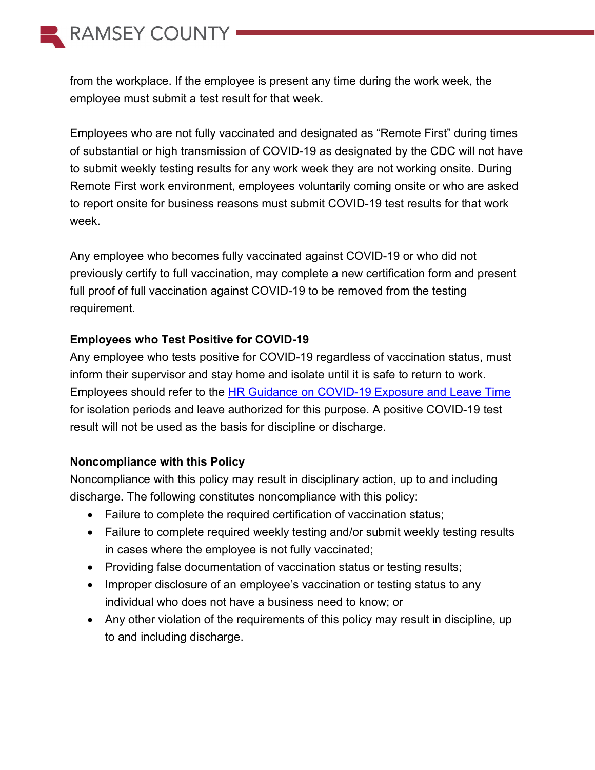from the workplace. If the employee is present any time during the work week, the employee must submit a test result for that week.

Employees who are not fully vaccinated and designated as "Remote First" during times of substantial or high transmission of COVID-19 as designated by the CDC will not have to submit weekly testing results for any work week they are not working onsite. During Remote First work environment, employees voluntarily coming onsite or who are asked to report onsite for business reasons must submit COVID-19 test results for that work week.

Any employee who becomes fully vaccinated against COVID-19 or who did not previously certify to full vaccination, may complete a new certification form and present full proof of full vaccination against COVID-19 to be removed from the testing requirement.

**Employees who Test Positive for COVID-19**

Any employee who tests positive for COVID-19 regardless of vaccination status, must inform their supervisor and stay home and isolate until it is safe to return to work. Employees should refer to the HR Guidance on COVID-19 Exposure and Leave Time for isolation periods and leave authorized for this purpose. A positive COVID-19 test result will not be used as the basis for discipline or discharge.

**Noncompliance with this Policy**

Noncompliance with this policy may result in disciplinary action, up to and including discharge. The following constitutes noncompliance with this policy:

- Failure to complete the required certification of vaccination status;
- Failure to complete required weekly testing and/or submit weekly testing results in cases where the employee is not fully vaccinated;
- Providing false documentation of vaccination status or testing results;
- Improper disclosure of an employee's vaccination or testing status to any individual who does not have a business need to know; or
- Any other violation of the requirements of this policy may result in discipline, up to and including discharge.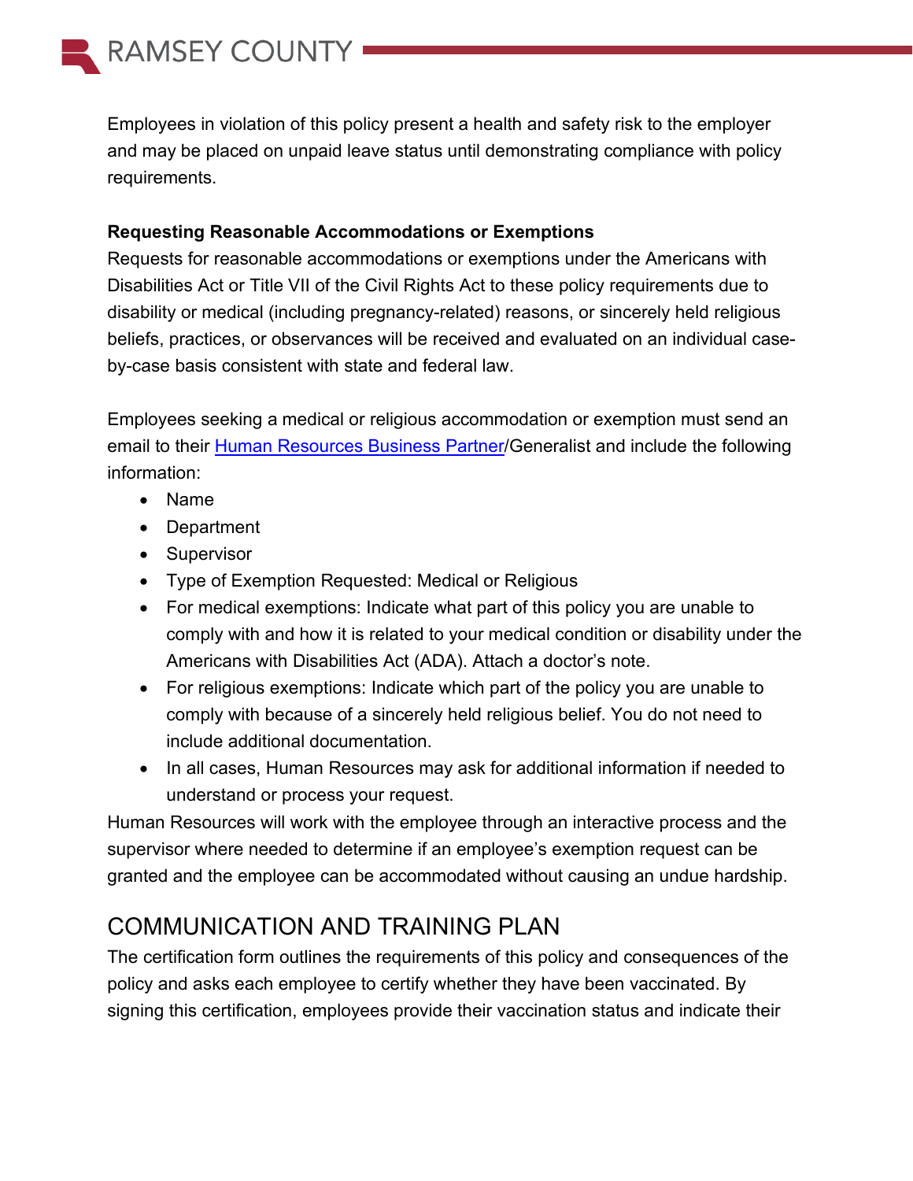Employees in violation of this policy present a health and safety risk to the employer and may be placed on unpaid leave status until demonstrating compliance with policy requirements.

**Requesting Reasonable Accommodations or Exemptions**

Requests for reasonable accommodations or exemptions under the Americans with Disabilities Act or Title VII of the Civil Rights Act to these policy requirements due to disability or medical (including pregnancy-related) reasons, or sincerely held religious beliefs, practices, or observances will be received and evaluated on an individual case-by-case basis consistent with state and federal law.

Employees seeking a medical or religious accommodation or exemption must send an email to their Human Resources Business Partner/Generalist and include the following information:

- Name
- Department
- Supervisor
- Type of Exemption Requested: Medical or Religious
- For medical exemptions: Indicate what part of this policy you are unable to comply with and how it is related to your medical condition or disability under the Americans with Disabilities Act (ADA). Attach a doctor's note.
- For religious exemptions: Indicate which part of the policy you are unable to comply with because of a sincerely held religious belief. You do not need to include additional documentation.
- In all cases, Human Resources may ask for additional information if needed to understand or process your request.

Human Resources will work with the employee through an interactive process and the supervisor where needed to determine if an employee's exemption request can be granted and the employee can be accommodated without causing an undue hardship.

## COMMUNICATION AND TRAINING PLAN

The certification form outlines the requirements of this policy and consequences of the policy and asks each employee to certify whether they have been vaccinated. By signing this certification, employees provide their vaccination status and indicate their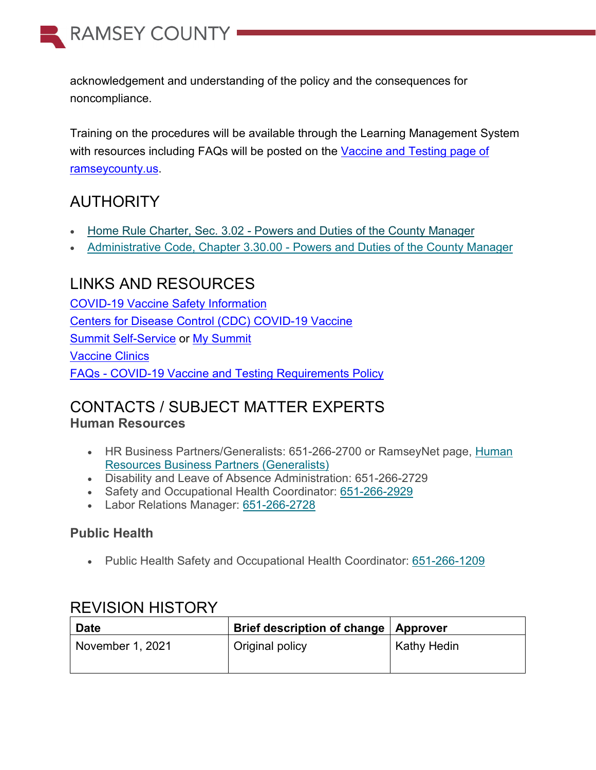acknowledgement and understanding of the policy and the consequences for noncompliance.

Training on the procedures will be available through the Learning Management System with resources including FAQs will be posted on the Vaccine and Testing page of ramseycounty.us.

## AUTHORITY

- Home Rule Charter, Sec. 3.02 - Powers and Duties of the County Manager
- Administrative Code, Chapter 3.30.00 - Powers and Duties of the County Manager

## LINKS AND RESOURCES

COVID-19 Vaccine Safety Information
Centers for Disease Control (CDC) COVID-19 Vaccine
Summit Self-Service or My Summit
Vaccine Clinics
FAQs - COVID-19 Vaccine and Testing Requirements Policy

## CONTACTS / SUBJECT MATTER EXPERTS

### Human Resources

- HR Business Partners/Generalists: 651-266-2700 or RamseyNet page, Human Resources Business Partners (Generalists)
- Disability and Leave of Absence Administration: 651-266-2729
- Safety and Occupational Health Coordinator: 651-266-2929
- Labor Relations Manager: 651-266-2728

### Public Health

- Public Health Safety and Occupational Health Coordinator: 651-266-1209

## REVISION HISTORY

| Date | Brief description of change | Approver |
|---|---|---|
| November 1, 2021 | Original policy | Kathy Hedin |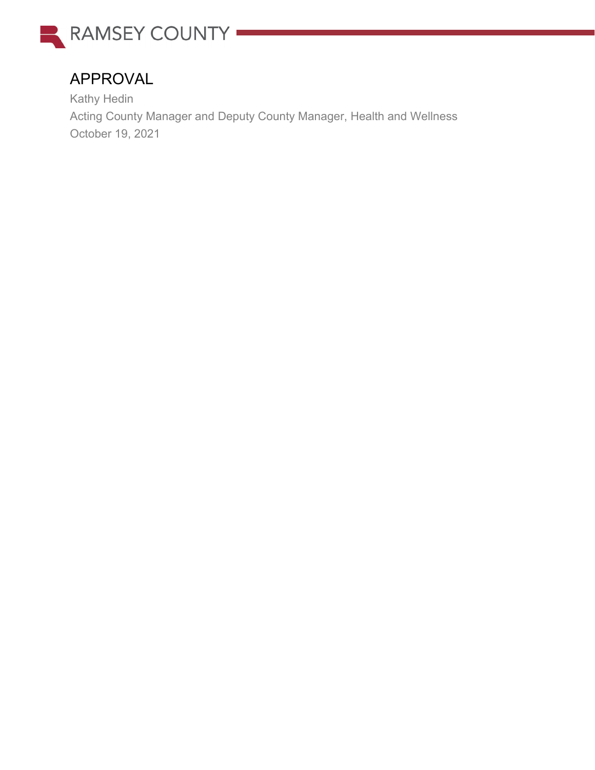## APPROVAL

Kathy Hedin

Acting County Manager and Deputy County Manager, Health and Wellness

October 19, 2021